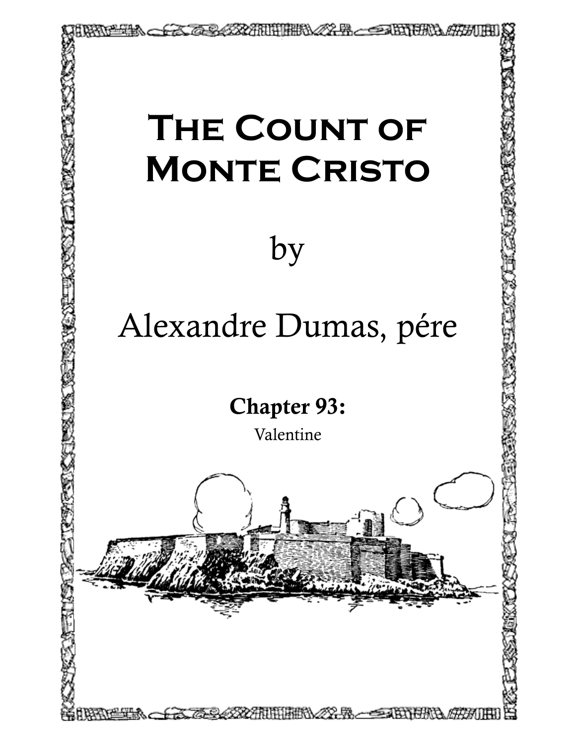# The Count of Monte Cristo

by

Alexandre Dumas, pére

## Chapter 93:

Valentine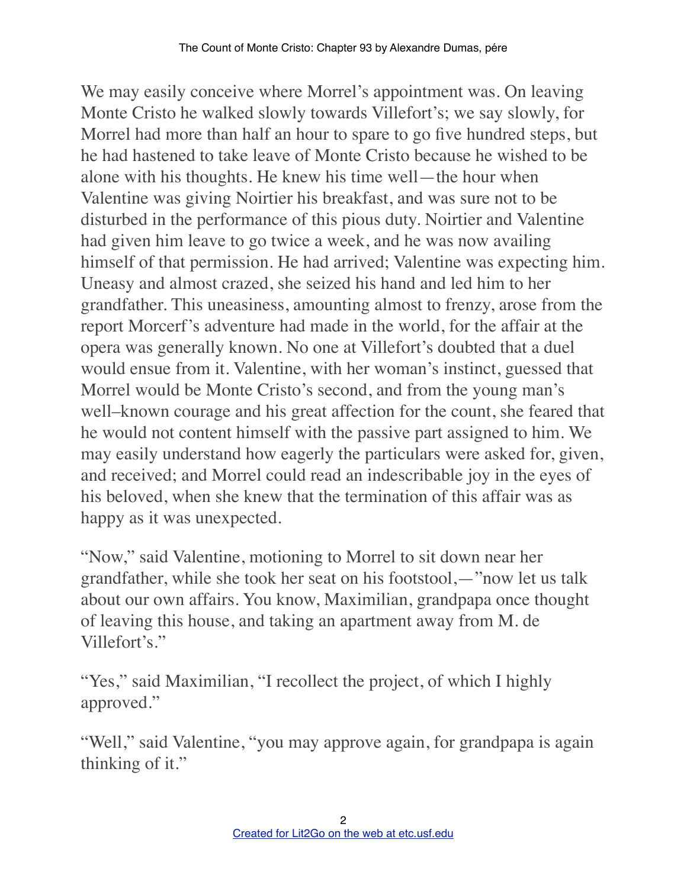We may easily conceive where Morrel's appointment was. On leaving Monte Cristo he walked slowly towards Villefort's; we say slowly, for Morrel had more than half an hour to spare to go five hundred steps, but he had hastened to take leave of Monte Cristo because he wished to be alone with his thoughts. He knew his time well—the hour when Valentine was giving Noirtier his breakfast, and was sure not to be disturbed in the performance of this pious duty. Noirtier and Valentine had given him leave to go twice a week, and he was now availing himself of that permission. He had arrived; Valentine was expecting him. Uneasy and almost crazed, she seized his hand and led him to her grandfather. This uneasiness, amounting almost to frenzy, arose from the report Morcerf's adventure had made in the world, for the affair at the opera was generally known. No one at Villefort's doubted that a duel would ensue from it. Valentine, with her woman's instinct, guessed that Morrel would be Monte Cristo's second, and from the young man's well–known courage and his great affection for the count, she feared that he would not content himself with the passive part assigned to him. We may easily understand how eagerly the particulars were asked for, given, and received; and Morrel could read an indescribable joy in the eyes of his beloved, when she knew that the termination of this affair was as happy as it was unexpected.

"Now," said Valentine, motioning to Morrel to sit down near her grandfather, while she took her seat on his footstool,—"now let us talk about our own affairs. You know, Maximilian, grandpapa once thought of leaving this house, and taking an apartment away from M. de Villefort's."

"Yes," said Maximilian, "I recollect the project, of which I highly approved."

"Well," said Valentine, "you may approve again, for grandpapa is again thinking of it."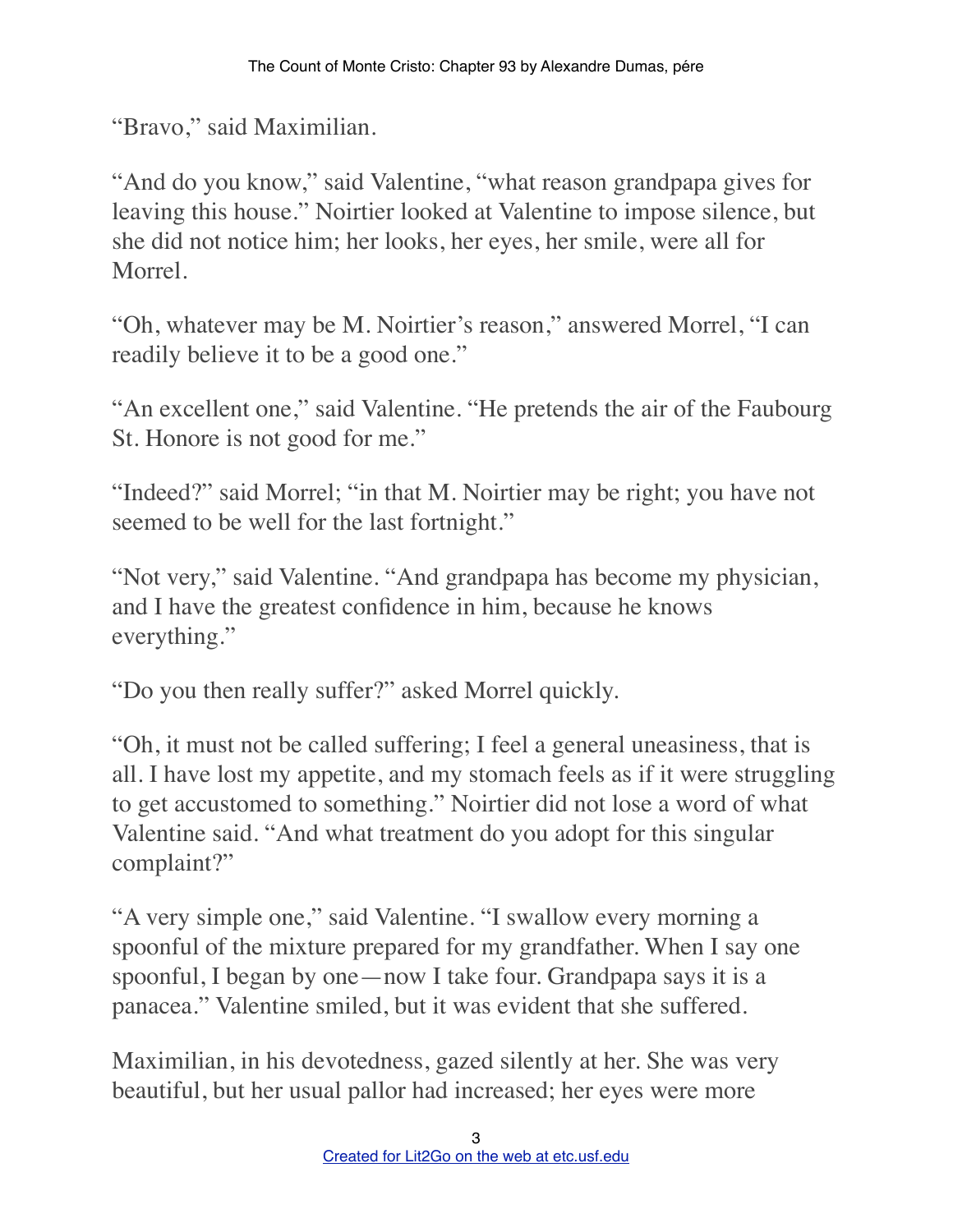"Bravo," said Maximilian.

"And do you know," said Valentine, "what reason grandpapa gives for leaving this house." Noirtier looked at Valentine to impose silence, but she did not notice him; her looks, her eyes, her smile, were all for Morrel.

"Oh, whatever may be M. Noirtier's reason," answered Morrel, "I can readily believe it to be a good one."

"An excellent one," said Valentine. "He pretends the air of the Faubourg St. Honore is not good for me."

"Indeed?" said Morrel; "in that M. Noirtier may be right; you have not seemed to be well for the last fortnight."

"Not very," said Valentine. "And grandpapa has become my physician, and I have the greatest confidence in him, because he knows everything."

"Do you then really suffer?" asked Morrel quickly.

"Oh, it must not be called suffering; I feel a general uneasiness, that is all. I have lost my appetite, and my stomach feels as if it were struggling to get accustomed to something." Noirtier did not lose a word of what Valentine said. "And what treatment do you adopt for this singular complaint?"

"A very simple one," said Valentine. "I swallow every morning a spoonful of the mixture prepared for my grandfather. When I say one spoonful, I began by one—now I take four. Grandpapa says it is a panacea." Valentine smiled, but it was evident that she suffered.

Maximilian, in his devotedness, gazed silently at her. She was very beautiful, but her usual pallor had increased; her eyes were more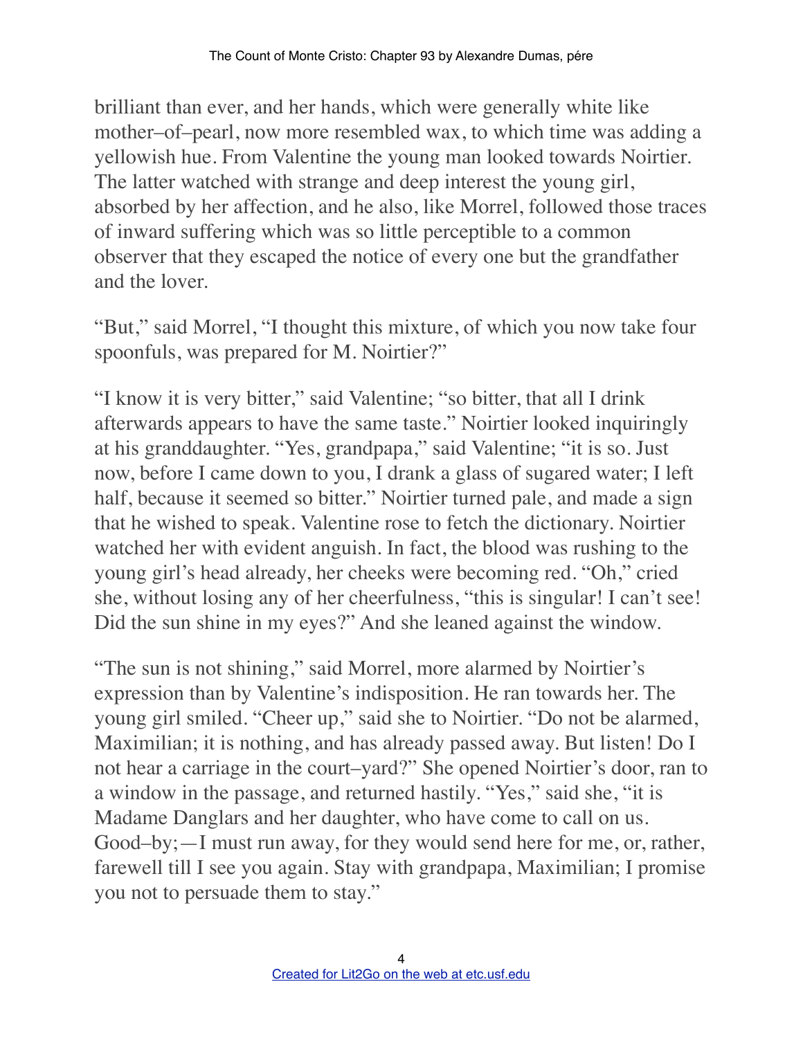brilliant than ever, and her hands, which were generally white like mother–of–pearl, now more resembled wax, to which time was adding a yellowish hue. From Valentine the young man looked towards Noirtier. The latter watched with strange and deep interest the young girl, absorbed by her affection, and he also, like Morrel, followed those traces of inward suffering which was so little perceptible to a common observer that they escaped the notice of every one but the grandfather and the lover.

"But," said Morrel, "I thought this mixture, of which you now take four spoonfuls, was prepared for M. Noirtier?"

"I know it is very bitter," said Valentine; "so bitter, that all I drink afterwards appears to have the same taste." Noirtier looked inquiringly at his granddaughter. "Yes, grandpapa," said Valentine; "it is so. Just now, before I came down to you, I drank a glass of sugared water; I left half, because it seemed so bitter." Noirtier turned pale, and made a sign that he wished to speak. Valentine rose to fetch the dictionary. Noirtier watched her with evident anguish. In fact, the blood was rushing to the young girl's head already, her cheeks were becoming red. "Oh," cried she, without losing any of her cheerfulness, "this is singular! I can't see! Did the sun shine in my eyes?" And she leaned against the window.

"The sun is not shining," said Morrel, more alarmed by Noirtier's expression than by Valentine's indisposition. He ran towards her. The young girl smiled. "Cheer up," said she to Noirtier. "Do not be alarmed, Maximilian; it is nothing, and has already passed away. But listen! Do I not hear a carriage in the court–yard?" She opened Noirtier's door, ran to a window in the passage, and returned hastily. "Yes," said she, "it is Madame Danglars and her daughter, who have come to call on us. Good–by;—I must run away, for they would send here for me, or, rather, farewell till I see you again. Stay with grandpapa, Maximilian; I promise you not to persuade them to stay."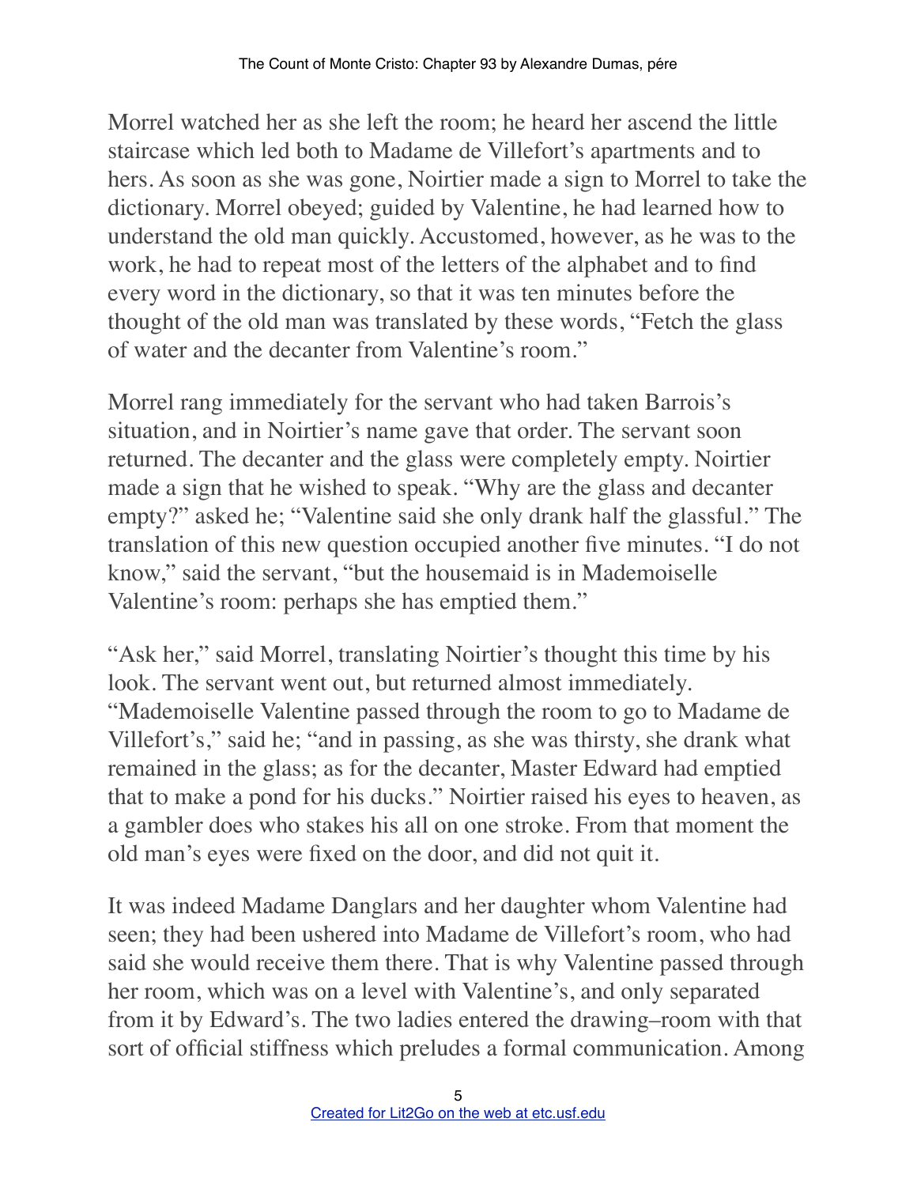Morrel watched her as she left the room; he heard her ascend the little staircase which led both to Madame de Villefort's apartments and to hers. As soon as she was gone, Noirtier made a sign to Morrel to take the dictionary. Morrel obeyed; guided by Valentine, he had learned how to understand the old man quickly. Accustomed, however, as he was to the work, he had to repeat most of the letters of the alphabet and to find every word in the dictionary, so that it was ten minutes before the thought of the old man was translated by these words, "Fetch the glass of water and the decanter from Valentine's room."

Morrel rang immediately for the servant who had taken Barrois's situation, and in Noirtier's name gave that order. The servant soon returned. The decanter and the glass were completely empty. Noirtier made a sign that he wished to speak. "Why are the glass and decanter empty?" asked he; "Valentine said she only drank half the glassful." The translation of this new question occupied another five minutes. "I do not know," said the servant, "but the housemaid is in Mademoiselle Valentine's room: perhaps she has emptied them."

"Ask her," said Morrel, translating Noirtier's thought this time by his look. The servant went out, but returned almost immediately. "Mademoiselle Valentine passed through the room to go to Madame de Villefort's," said he; "and in passing, as she was thirsty, she drank what remained in the glass; as for the decanter, Master Edward had emptied that to make a pond for his ducks." Noirtier raised his eyes to heaven, as a gambler does who stakes his all on one stroke. From that moment the old man's eyes were fixed on the door, and did not quit it.

It was indeed Madame Danglars and her daughter whom Valentine had seen; they had been ushered into Madame de Villefort's room, who had said she would receive them there. That is why Valentine passed through her room, which was on a level with Valentine's, and only separated from it by Edward's. The two ladies entered the drawing–room with that sort of official stiffness which preludes a formal communication. Among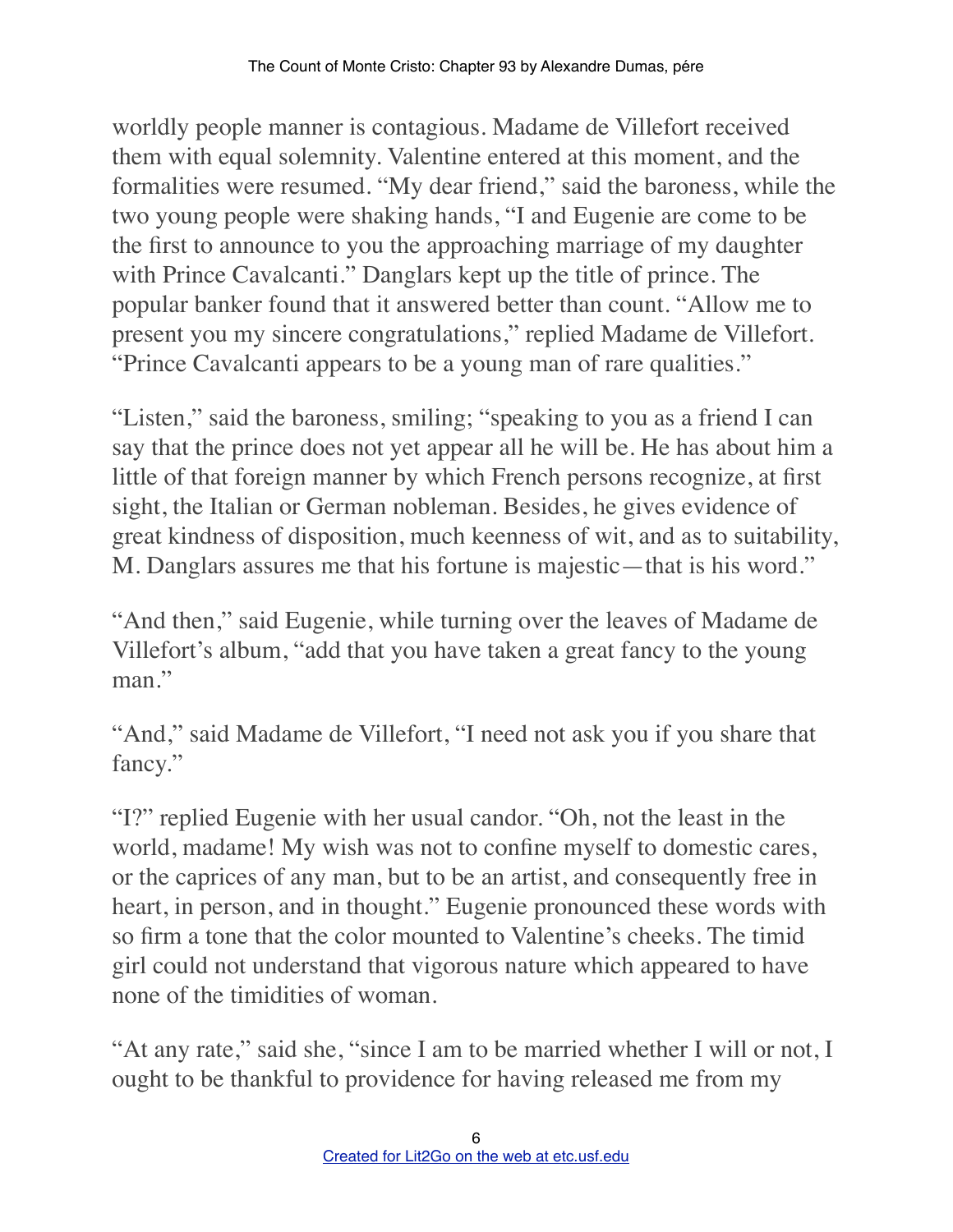worldly people manner is contagious. Madame de Villefort received them with equal solemnity. Valentine entered at this moment, and the formalities were resumed. "My dear friend," said the baroness, while the two young people were shaking hands, "I and Eugenie are come to be the first to announce to you the approaching marriage of my daughter with Prince Cavalcanti." Danglars kept up the title of prince. The popular banker found that it answered better than count. "Allow me to present you my sincere congratulations," replied Madame de Villefort. "Prince Cavalcanti appears to be a young man of rare qualities."

"Listen," said the baroness, smiling; "speaking to you as a friend I can say that the prince does not yet appear all he will be. He has about him a little of that foreign manner by which French persons recognize, at first sight, the Italian or German nobleman. Besides, he gives evidence of great kindness of disposition, much keenness of wit, and as to suitability, M. Danglars assures me that his fortune is majestic—that is his word."

"And then," said Eugenie, while turning over the leaves of Madame de Villefort's album, "add that you have taken a great fancy to the young man."

"And," said Madame de Villefort, "I need not ask you if you share that fancy."

"I?" replied Eugenie with her usual candor. "Oh, not the least in the world, madame! My wish was not to confine myself to domestic cares, or the caprices of any man, but to be an artist, and consequently free in heart, in person, and in thought." Eugenie pronounced these words with so firm a tone that the color mounted to Valentine's cheeks. The timid girl could not understand that vigorous nature which appeared to have none of the timidities of woman.

"At any rate," said she, "since I am to be married whether I will or not, I ought to be thankful to providence for having released me from my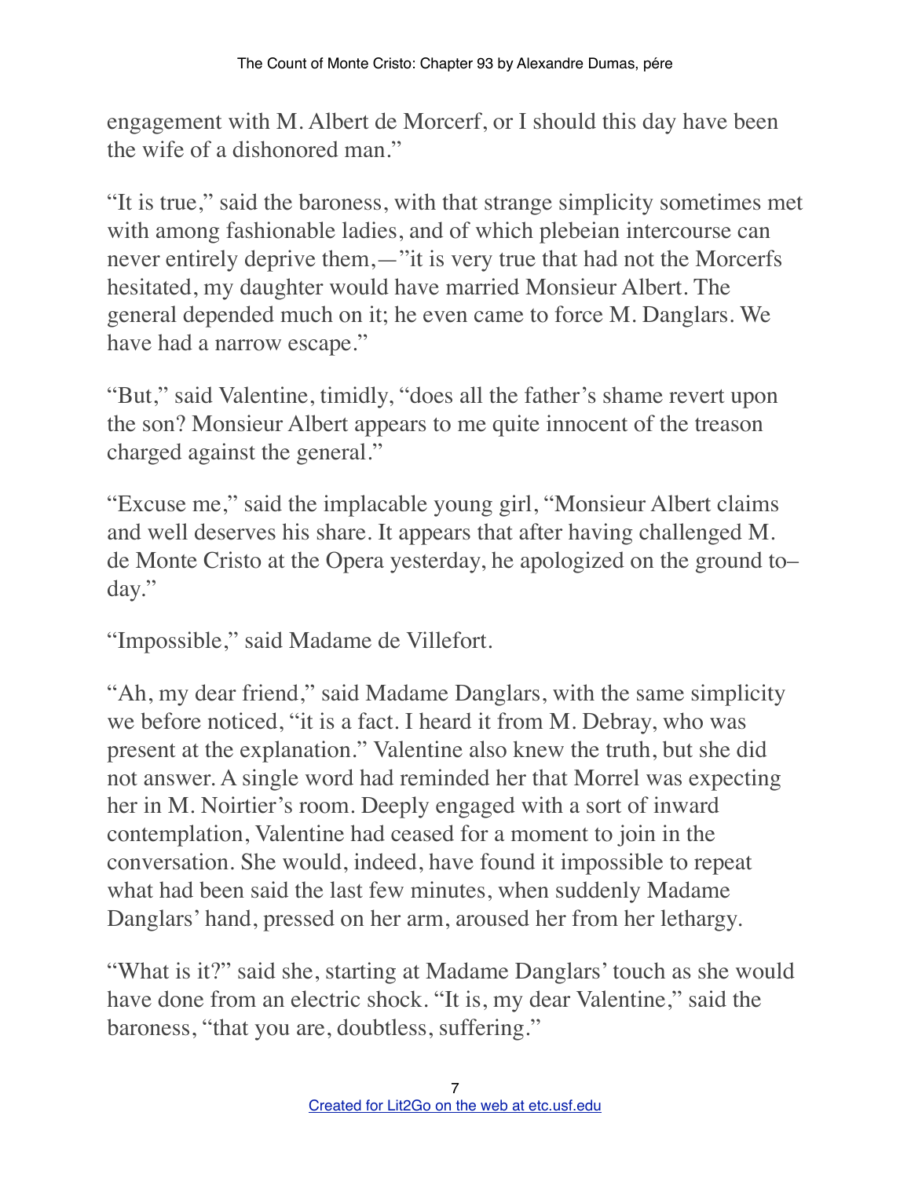engagement with M. Albert de Morcerf, or I should this day have been the wife of a dishonored man."

"It is true," said the baroness, with that strange simplicity sometimes met with among fashionable ladies, and of which plebeian intercourse can never entirely deprive them,—"it is very true that had not the Morcerfs hesitated, my daughter would have married Monsieur Albert. The general depended much on it; he even came to force M. Danglars. We have had a narrow escape."

"But," said Valentine, timidly, "does all the father's shame revert upon the son? Monsieur Albert appears to me quite innocent of the treason charged against the general."

"Excuse me," said the implacable young girl, "Monsieur Albert claims and well deserves his share. It appears that after having challenged M. de Monte Cristo at the Opera yesterday, he apologized on the ground to–day."

"Impossible," said Madame de Villefort.

"Ah, my dear friend," said Madame Danglars, with the same simplicity we before noticed, "it is a fact. I heard it from M. Debray, who was present at the explanation." Valentine also knew the truth, but she did not answer. A single word had reminded her that Morrel was expecting her in M. Noirtier's room. Deeply engaged with a sort of inward contemplation, Valentine had ceased for a moment to join in the conversation. She would, indeed, have found it impossible to repeat what had been said the last few minutes, when suddenly Madame Danglars' hand, pressed on her arm, aroused her from her lethargy.

"What is it?" said she, starting at Madame Danglars' touch as she would have done from an electric shock. "It is, my dear Valentine," said the baroness, "that you are, doubtless, suffering."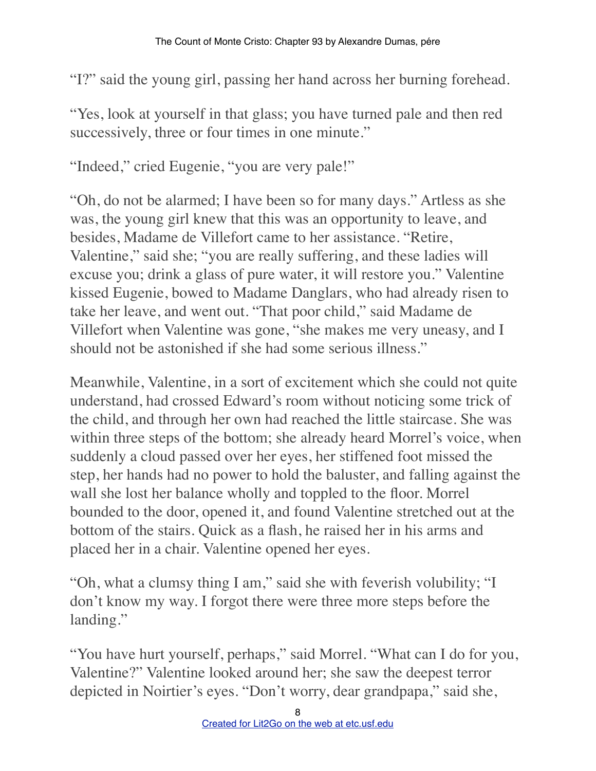"I?" said the young girl, passing her hand across her burning forehead.

"Yes, look at yourself in that glass; you have turned pale and then red successively, three or four times in one minute."

"Indeed," cried Eugenie, "you are very pale!"

"Oh, do not be alarmed; I have been so for many days." Artless as she was, the young girl knew that this was an opportunity to leave, and besides, Madame de Villefort came to her assistance. "Retire, Valentine," said she; "you are really suffering, and these ladies will excuse you; drink a glass of pure water, it will restore you." Valentine kissed Eugenie, bowed to Madame Danglars, who had already risen to take her leave, and went out. "That poor child," said Madame de Villefort when Valentine was gone, "she makes me very uneasy, and I should not be astonished if she had some serious illness."

Meanwhile, Valentine, in a sort of excitement which she could not quite understand, had crossed Edward's room without noticing some trick of the child, and through her own had reached the little staircase. She was within three steps of the bottom; she already heard Morrel's voice, when suddenly a cloud passed over her eyes, her stiffened foot missed the step, her hands had no power to hold the baluster, and falling against the wall she lost her balance wholly and toppled to the floor. Morrel bounded to the door, opened it, and found Valentine stretched out at the bottom of the stairs. Quick as a flash, he raised her in his arms and placed her in a chair. Valentine opened her eyes.

"Oh, what a clumsy thing I am," said she with feverish volubility; "I don't know my way. I forgot there were three more steps before the landing."

"You have hurt yourself, perhaps," said Morrel. "What can I do for you, Valentine?" Valentine looked around her; she saw the deepest terror depicted in Noirtier's eyes. "Don't worry, dear grandpapa," said she,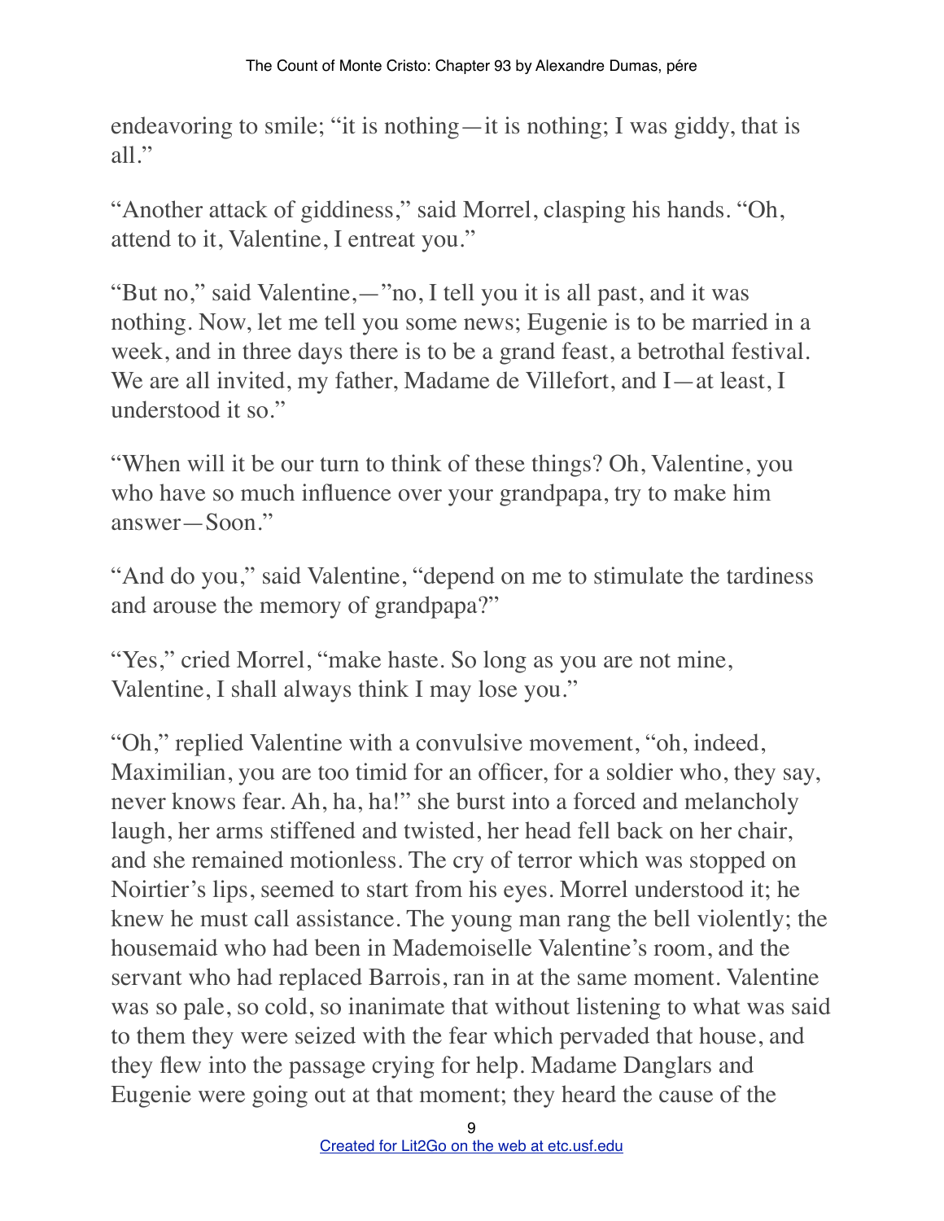endeavoring to smile; "it is nothing—it is nothing; I was giddy, that is all."

"Another attack of giddiness," said Morrel, clasping his hands. "Oh, attend to it, Valentine, I entreat you."

"But no," said Valentine,—"no, I tell you it is all past, and it was nothing. Now, let me tell you some news; Eugenie is to be married in a week, and in three days there is to be a grand feast, a betrothal festival. We are all invited, my father, Madame de Villefort, and I—at least, I understood it so."

"When will it be our turn to think of these things? Oh, Valentine, you who have so much influence over your grandpapa, try to make him answer—Soon."

"And do you," said Valentine, "depend on me to stimulate the tardiness and arouse the memory of grandpapa?"

"Yes," cried Morrel, "make haste. So long as you are not mine, Valentine, I shall always think I may lose you."

"Oh," replied Valentine with a convulsive movement, "oh, indeed, Maximilian, you are too timid for an officer, for a soldier who, they say, never knows fear. Ah, ha, ha!" she burst into a forced and melancholy laugh, her arms stiffened and twisted, her head fell back on her chair, and she remained motionless. The cry of terror which was stopped on Noirtier's lips, seemed to start from his eyes. Morrel understood it; he knew he must call assistance. The young man rang the bell violently; the housemaid who had been in Mademoiselle Valentine's room, and the servant who had replaced Barrois, ran in at the same moment. Valentine was so pale, so cold, so inanimate that without listening to what was said to them they were seized with the fear which pervaded that house, and they flew into the passage crying for help. Madame Danglars and Eugenie were going out at that moment; they heard the cause of the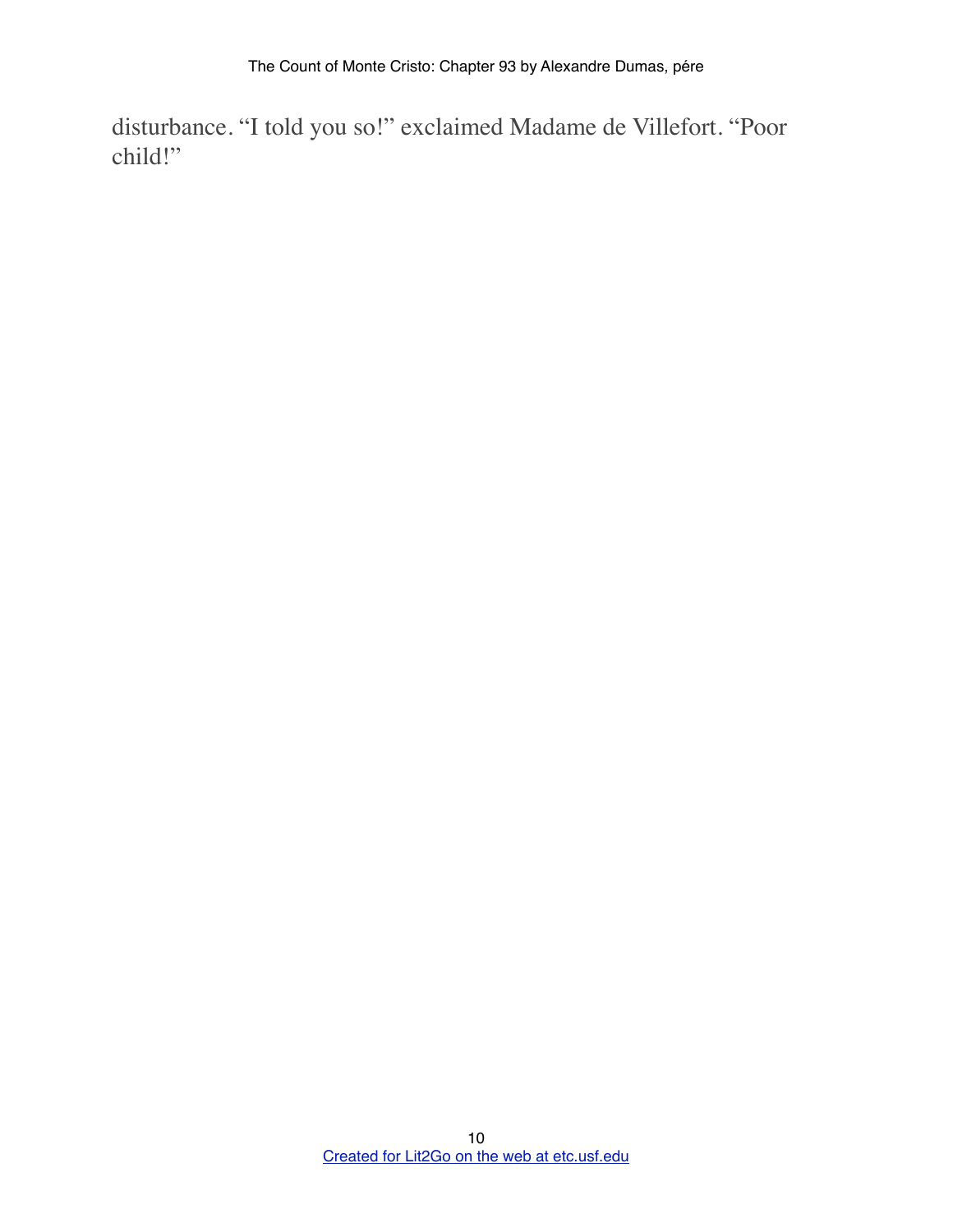disturbance. “I told you so!” exclaimed Madame de Villefort. “Poor child!”